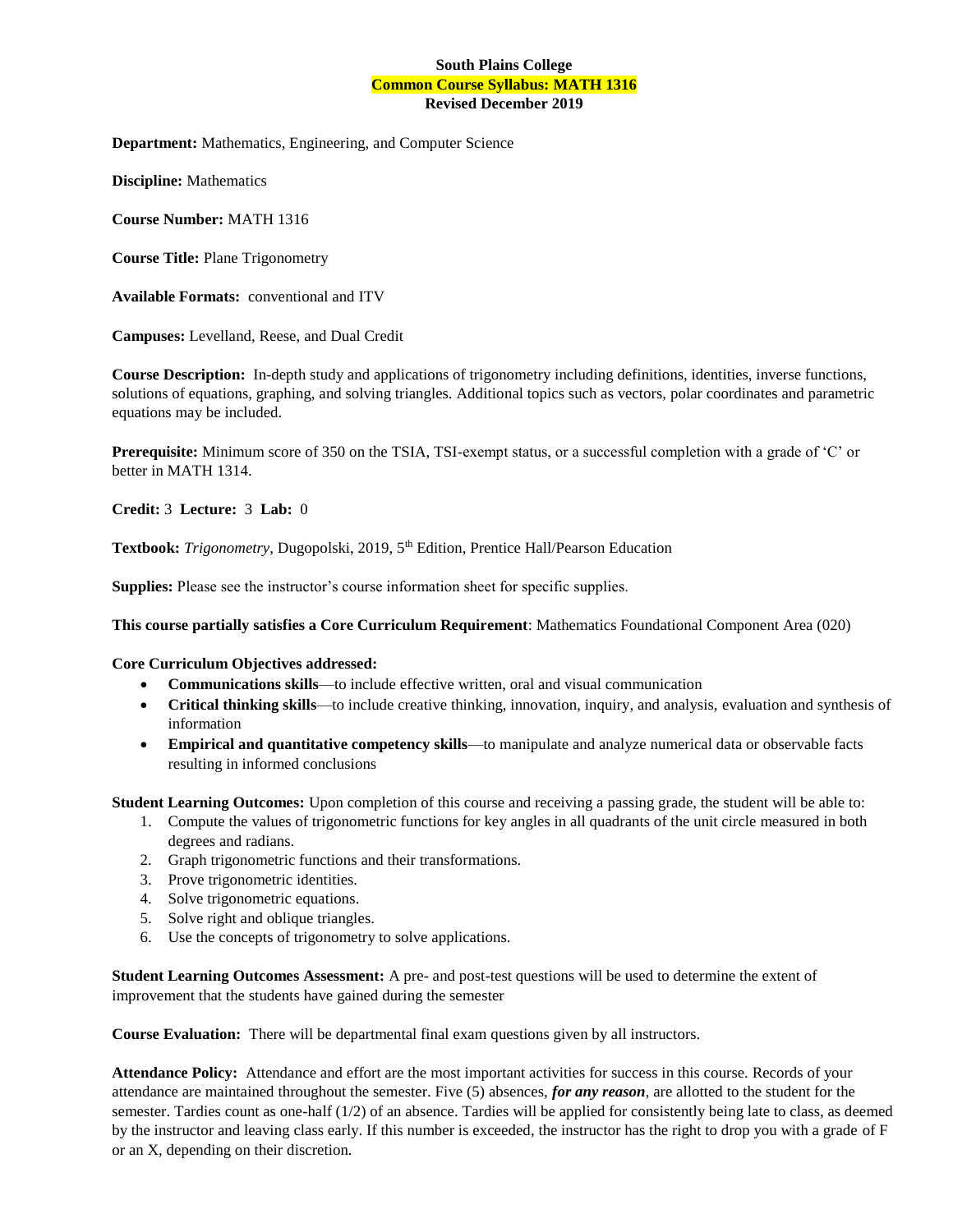**South Plains College**
**Common Course Syllabus: MATH 1316**
**Revised December 2019**

**Department:** Mathematics, Engineering, and Computer Science

**Discipline:** Mathematics

**Course Number:** MATH 1316

**Course Title:** Plane Trigonometry

**Available Formats:** conventional and ITV

**Campuses:** Levelland, Reese, and Dual Credit

**Course Description:** In-depth study and applications of trigonometry including definitions, identities, inverse functions, solutions of equations, graphing, and solving triangles. Additional topics such as vectors, polar coordinates and parametric equations may be included.

**Prerequisite:** Minimum score of 350 on the TSIA, TSI-exempt status, or a successful completion with a grade of 'C' or better in MATH 1314.

**Credit:** 3 **Lecture:** 3 **Lab:** 0

**Textbook:** *Trigonometry*, Dugopolski, 2019, 5th Edition, Prentice Hall/Pearson Education

**Supplies:** Please see the instructor's course information sheet for specific supplies.

**This course partially satisfies a Core Curriculum Requirement**: Mathematics Foundational Component Area (020)

**Core Curriculum Objectives addressed:**

- **Communications skills**—to include effective written, oral and visual communication
- **Critical thinking skills**—to include creative thinking, innovation, inquiry, and analysis, evaluation and synthesis of information
- **Empirical and quantitative competency skills**—to manipulate and analyze numerical data or observable facts resulting in informed conclusions

**Student Learning Outcomes:** Upon completion of this course and receiving a passing grade, the student will be able to:

1. Compute the values of trigonometric functions for key angles in all quadrants of the unit circle measured in both degrees and radians.
2. Graph trigonometric functions and their transformations.
3. Prove trigonometric identities.
4. Solve trigonometric equations.
5. Solve right and oblique triangles.
6. Use the concepts of trigonometry to solve applications.

**Student Learning Outcomes Assessment:** A pre- and post-test questions will be used to determine the extent of improvement that the students have gained during the semester

**Course Evaluation:** There will be departmental final exam questions given by all instructors.

**Attendance Policy:** Attendance and effort are the most important activities for success in this course. Records of your attendance are maintained throughout the semester. Five (5) absences, ***for any reason***, are allotted to the student for the semester. Tardies count as one-half (1/2) of an absence. Tardies will be applied for consistently being late to class, as deemed by the instructor and leaving class early. If this number is exceeded, the instructor has the right to drop you with a grade of F or an X, depending on their discretion.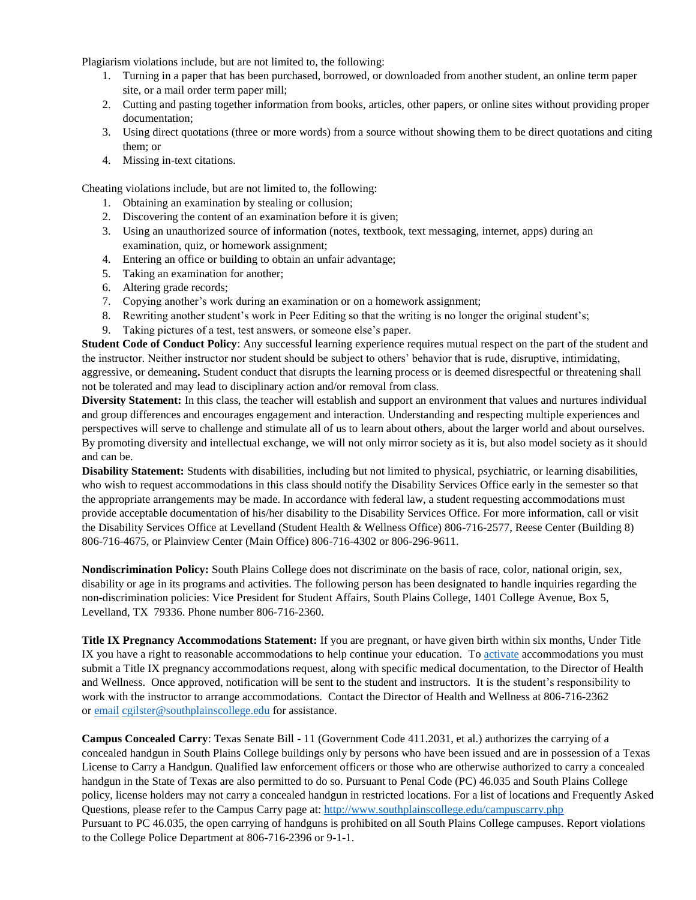Plagiarism violations include, but are not limited to, the following:

1. Turning in a paper that has been purchased, borrowed, or downloaded from another student, an online term paper site, or a mail order term paper mill;
2. Cutting and pasting together information from books, articles, other papers, or online sites without providing proper documentation;
3. Using direct quotations (three or more words) from a source without showing them to be direct quotations and citing them; or
4. Missing in-text citations.

Cheating violations include, but are not limited to, the following:

1. Obtaining an examination by stealing or collusion;
2. Discovering the content of an examination before it is given;
3. Using an unauthorized source of information (notes, textbook, text messaging, internet, apps) during an examination, quiz, or homework assignment;
4. Entering an office or building to obtain an unfair advantage;
5. Taking an examination for another;
6. Altering grade records;
7. Copying another's work during an examination or on a homework assignment;
8. Rewriting another student's work in Peer Editing so that the writing is no longer the original student's;
9. Taking pictures of a test, test answers, or someone else's paper.

**Student Code of Conduct Policy**: Any successful learning experience requires mutual respect on the part of the student and the instructor. Neither instructor nor student should be subject to others' behavior that is rude, disruptive, intimidating, aggressive, or demeaning**.** Student conduct that disrupts the learning process or is deemed disrespectful or threatening shall not be tolerated and may lead to disciplinary action and/or removal from class.

**Diversity Statement:** In this class, the teacher will establish and support an environment that values and nurtures individual and group differences and encourages engagement and interaction. Understanding and respecting multiple experiences and perspectives will serve to challenge and stimulate all of us to learn about others, about the larger world and about ourselves. By promoting diversity and intellectual exchange, we will not only mirror society as it is, but also model society as it should and can be.

**Disability Statement:** Students with disabilities, including but not limited to physical, psychiatric, or learning disabilities, who wish to request accommodations in this class should notify the Disability Services Office early in the semester so that the appropriate arrangements may be made. In accordance with federal law, a student requesting accommodations must provide acceptable documentation of his/her disability to the Disability Services Office. For more information, call or visit the Disability Services Office at Levelland (Student Health & Wellness Office) 806-716-2577, Reese Center (Building 8) 806-716-4675, or Plainview Center (Main Office) 806-716-4302 or 806-296-9611.

**Nondiscrimination Policy:** South Plains College does not discriminate on the basis of race, color, national origin, sex, disability or age in its programs and activities. The following person has been designated to handle inquiries regarding the non-discrimination policies: Vice President for Student Affairs, South Plains College, 1401 College Avenue, Box 5, Levelland, TX 79336. Phone number 806-716-2360.

**Title IX Pregnancy Accommodations Statement:** If you are pregnant, or have given birth within six months, Under Title IX you have a right to reasonable accommodations to help continue your education. To activate accommodations you must submit a Title IX pregnancy accommodations request, along with specific medical documentation, to the Director of Health and Wellness. Once approved, notification will be sent to the student and instructors. It is the student's responsibility to work with the instructor to arrange accommodations. Contact the Director of Health and Wellness at 806-716-2362 or email cgilster@southplainscollege.edu for assistance.

**Campus Concealed Carry**: Texas Senate Bill - 11 (Government Code 411.2031, et al.) authorizes the carrying of a concealed handgun in South Plains College buildings only by persons who have been issued and are in possession of a Texas License to Carry a Handgun. Qualified law enforcement officers or those who are otherwise authorized to carry a concealed handgun in the State of Texas are also permitted to do so. Pursuant to Penal Code (PC) 46.035 and South Plains College policy, license holders may not carry a concealed handgun in restricted locations. For a list of locations and Frequently Asked Questions, please refer to the Campus Carry page at: http://www.southplainscollege.edu/campuscarry.php
Pursuant to PC 46.035, the open carrying of handguns is prohibited on all South Plains College campuses. Report violations to the College Police Department at 806-716-2396 or 9-1-1.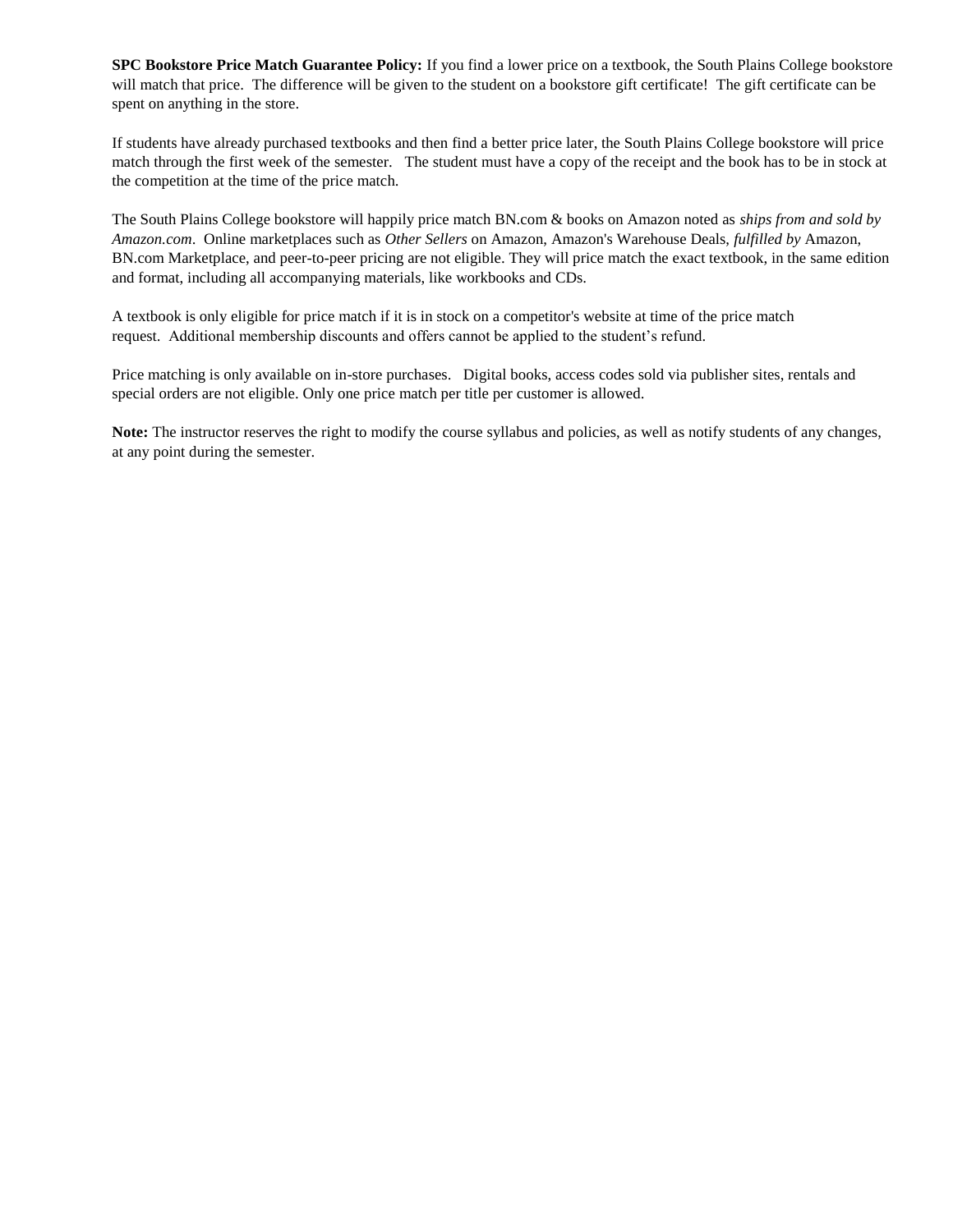**SPC Bookstore Price Match Guarantee Policy:** If you find a lower price on a textbook, the South Plains College bookstore will match that price. The difference will be given to the student on a bookstore gift certificate! The gift certificate can be spent on anything in the store.

If students have already purchased textbooks and then find a better price later, the South Plains College bookstore will price match through the first week of the semester. The student must have a copy of the receipt and the book has to be in stock at the competition at the time of the price match.

The South Plains College bookstore will happily price match BN.com & books on Amazon noted as *ships from and sold by Amazon.com*. Online marketplaces such as *Other Sellers* on Amazon, Amazon's Warehouse Deals, *fulfilled by* Amazon, BN.com Marketplace, and peer-to-peer pricing are not eligible. They will price match the exact textbook, in the same edition and format, including all accompanying materials, like workbooks and CDs.

A textbook is only eligible for price match if it is in stock on a competitor's website at time of the price match request. Additional membership discounts and offers cannot be applied to the student's refund.

Price matching is only available on in-store purchases. Digital books, access codes sold via publisher sites, rentals and special orders are not eligible. Only one price match per title per customer is allowed.

**Note:** The instructor reserves the right to modify the course syllabus and policies, as well as notify students of any changes, at any point during the semester.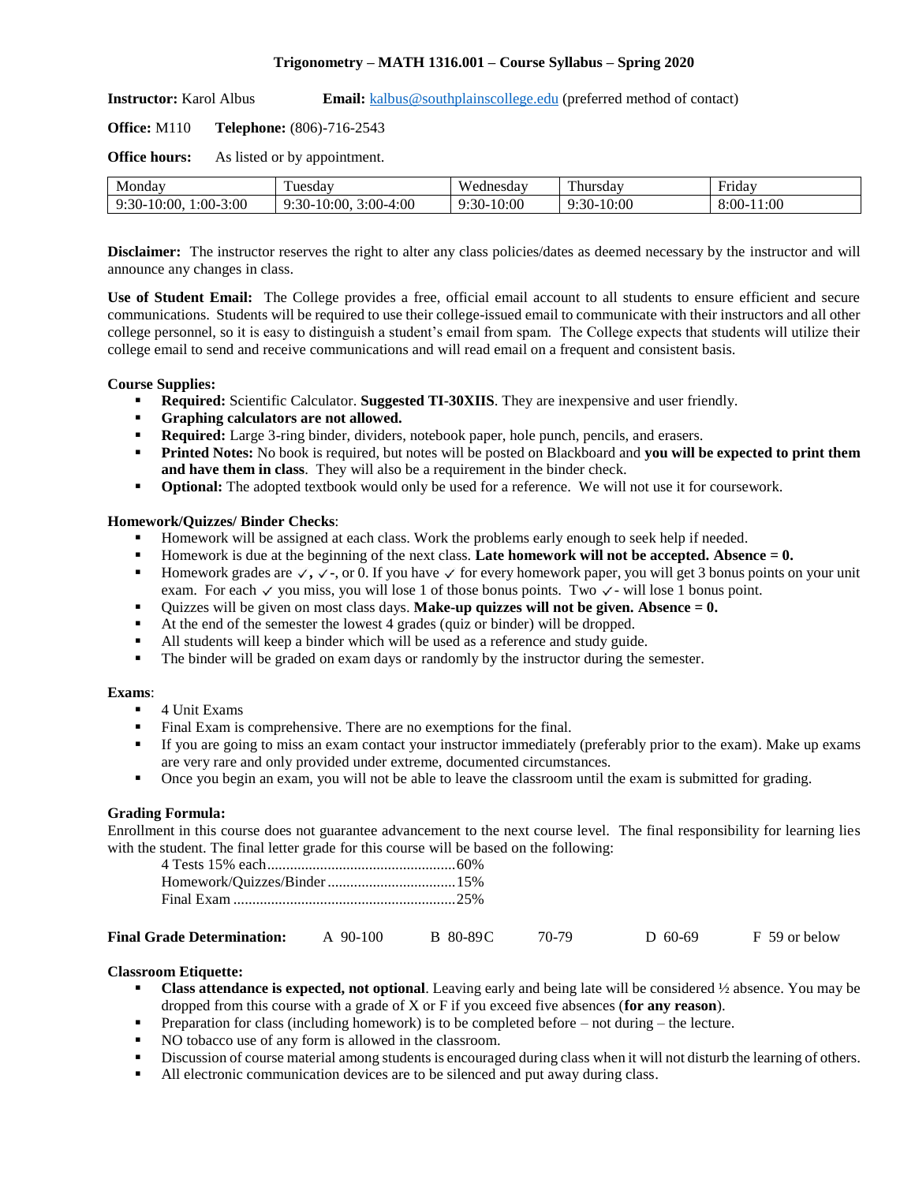**Trigonometry – MATH 1316.001 – Course Syllabus – Spring 2020**

**Instructor:** Karol Albus **Email:** kalbus@southplainscollege.edu (preferred method of contact)

**Office:** M110 **Telephone:** (806)-716-2543

**Office hours:** As listed or by appointment.

| Monday | Tuesday | Wednesday | Thursday | Friday |
|---|---|---|---|---|
| 9:30-10:00, 1:00-3:00 | 9:30-10:00, 3:00-4:00 | 9:30-10:00 | 9:30-10:00 | 8:00-11:00 |

**Disclaimer:** The instructor reserves the right to alter any class policies/dates as deemed necessary by the instructor and will announce any changes in class.

**Use of Student Email:** The College provides a free, official email account to all students to ensure efficient and secure communications. Students will be required to use their college-issued email to communicate with their instructors and all other college personnel, so it is easy to distinguish a student's email from spam. The College expects that students will utilize their college email to send and receive communications and will read email on a frequent and consistent basis.

**Course Supplies:**

- **Required:** Scientific Calculator. **Suggested TI-30XIIS**. They are inexpensive and user friendly.
- **Graphing calculators are not allowed.**
- **Required:** Large 3-ring binder, dividers, notebook paper, hole punch, pencils, and erasers.
- **Printed Notes:** No book is required, but notes will be posted on Blackboard and **you will be expected to print them and have them in class**. They will also be a requirement in the binder check.
- **Optional:** The adopted textbook would only be used for a reference. We will not use it for coursework.

**Homework/Quizzes/ Binder Checks**:

- Homework will be assigned at each class. Work the problems early enough to seek help if needed.
- Homework is due at the beginning of the next class. **Late homework will not be accepted. Absence = 0.**
- Homework grades are ✓, ✓-, or 0. If you have ✓ for every homework paper, you will get 3 bonus points on your unit exam. For each ✓ you miss, you will lose 1 of those bonus points. Two ✓- will lose 1 bonus point.
- Quizzes will be given on most class days. **Make-up quizzes will not be given. Absence = 0.**
- At the end of the semester the lowest 4 grades (quiz or binder) will be dropped.
- All students will keep a binder which will be used as a reference and study guide.
- The binder will be graded on exam days or randomly by the instructor during the semester.

**Exams**:

- 4 Unit Exams
- Final Exam is comprehensive. There are no exemptions for the final.
- If you are going to miss an exam contact your instructor immediately (preferably prior to the exam). Make up exams are very rare and only provided under extreme, documented circumstances.
- Once you begin an exam, you will not be able to leave the classroom until the exam is submitted for grading.

**Grading Formula:**

Enrollment in this course does not guarantee advancement to the next course level. The final responsibility for learning lies with the student. The final letter grade for this course will be based on the following:

4 Tests 15% each....................................................60%
Homework/Quizzes/Binder ..................................15%
Final Exam ............................................................25%

**Final Grade Determination:** A 90-100 B 80-89 C 70-79 D 60-69 F 59 or below

**Classroom Etiquette:**

- **Class attendance is expected, not optional**. Leaving early and being late will be considered ½ absence. You may be dropped from this course with a grade of X or F if you exceed five absences (**for any reason**).
- Preparation for class (including homework) is to be completed before – not during – the lecture.
- NO tobacco use of any form is allowed in the classroom.
- Discussion of course material among students is encouraged during class when it will not disturb the learning of others.
- All electronic communication devices are to be silenced and put away during class.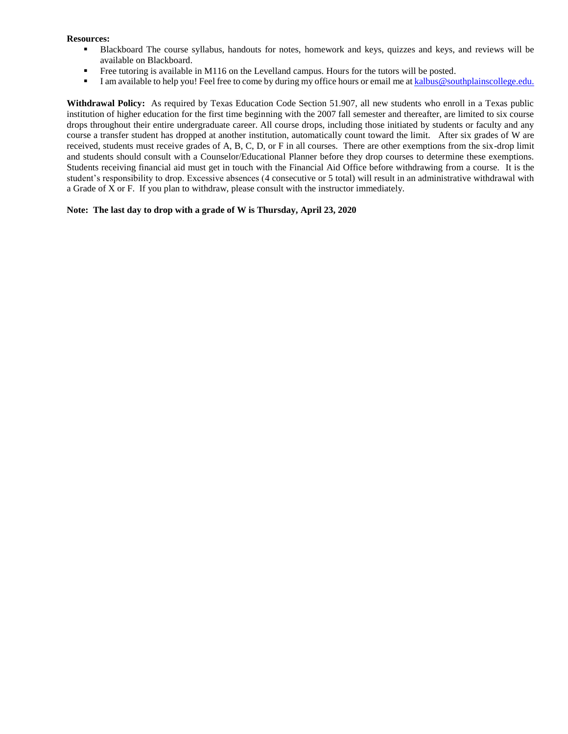**Resources:**

- Blackboard The course syllabus, handouts for notes, homework and keys, quizzes and keys, and reviews will be available on Blackboard.
- Free tutoring is available in M116 on the Levelland campus. Hours for the tutors will be posted.
- I am available to help you! Feel free to come by during my office hours or email me at kalbus@southplainscollege.edu.

**Withdrawal Policy:** As required by Texas Education Code Section 51.907, all new students who enroll in a Texas public institution of higher education for the first time beginning with the 2007 fall semester and thereafter, are limited to six course drops throughout their entire undergraduate career. All course drops, including those initiated by students or faculty and any course a transfer student has dropped at another institution, automatically count toward the limit. After six grades of W are received, students must receive grades of A, B, C, D, or F in all courses. There are other exemptions from the six-drop limit and students should consult with a Counselor/Educational Planner before they drop courses to determine these exemptions. Students receiving financial aid must get in touch with the Financial Aid Office before withdrawing from a course. It is the student's responsibility to drop. Excessive absences (4 consecutive or 5 total) will result in an administrative withdrawal with a Grade of X or F. If you plan to withdraw, please consult with the instructor immediately.

**Note: The last day to drop with a grade of W is Thursday, April 23, 2020**